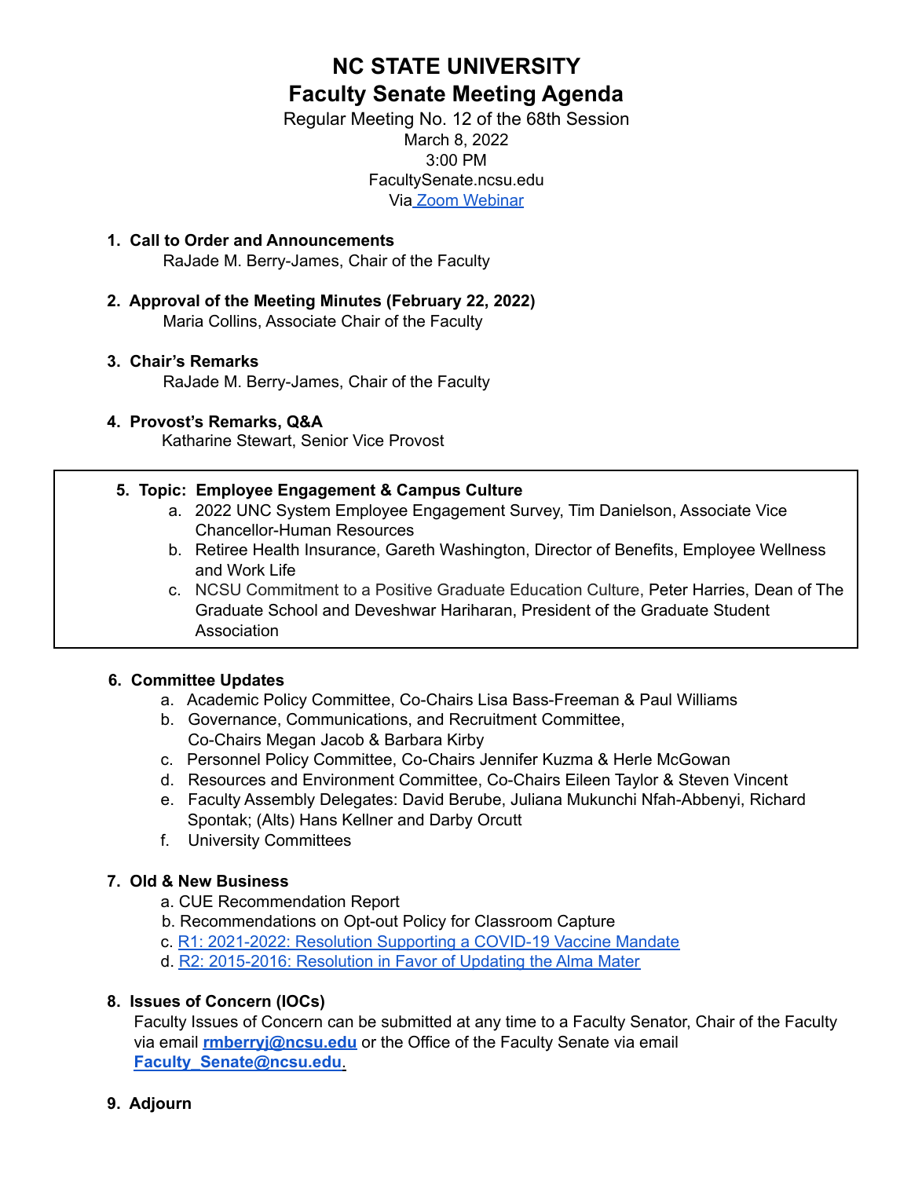# NC STATE UNIVERSITY
# Faculty Senate Meeting Agenda

Regular Meeting No. 12 of the 68th Session
March 8, 2022
3:00 PM
FacultySenate.ncsu.edu
Via Zoom Webinar

1. **Call to Order and Announcements**
   RaJade M. Berry-James, Chair of the Faculty

2. **Approval of the Meeting Minutes (February 22, 2022)**
   Maria Collins, Associate Chair of the Faculty

3. **Chair's Remarks**
   RaJade M. Berry-James, Chair of the Faculty

4. **Provost's Remarks, Q&A**
   Katharine Stewart, Senior Vice Provost

5. **Topic: Employee Engagement & Campus Culture**
   a. 2022 UNC System Employee Engagement Survey, Tim Danielson, Associate Vice Chancellor-Human Resources
   b. Retiree Health Insurance, Gareth Washington, Director of Benefits, Employee Wellness and Work Life
   c. NCSU Commitment to a Positive Graduate Education Culture, Peter Harries, Dean of The Graduate School and Deveshwar Hariharan, President of the Graduate Student Association

6. **Committee Updates**
   a. Academic Policy Committee, Co-Chairs Lisa Bass-Freeman & Paul Williams
   b. Governance, Communications, and Recruitment Committee, Co-Chairs Megan Jacob & Barbara Kirby
   c. Personnel Policy Committee, Co-Chairs Jennifer Kuzma & Herle McGowan
   d. Resources and Environment Committee, Co-Chairs Eileen Taylor & Steven Vincent
   e. Faculty Assembly Delegates: David Berube, Juliana Mukunchi Nfah-Abbenyi, Richard Spontak; (Alts) Hans Kellner and Darby Orcutt
   f. University Committees

7. **Old & New Business**
   a. CUE Recommendation Report
   b. Recommendations on Opt-out Policy for Classroom Capture
   c. R1: 2021-2022: Resolution Supporting a COVID-19 Vaccine Mandate
   d. R2: 2015-2016: Resolution in Favor of Updating the Alma Mater

8. **Issues of Concern (IOCs)**
   Faculty Issues of Concern can be submitted at any time to a Faculty Senator, Chair of the Faculty via email **rmberryj@ncsu.edu** or the Office of the Faculty Senate via email **Faculty_Senate@ncsu.edu**.

9. **Adjourn**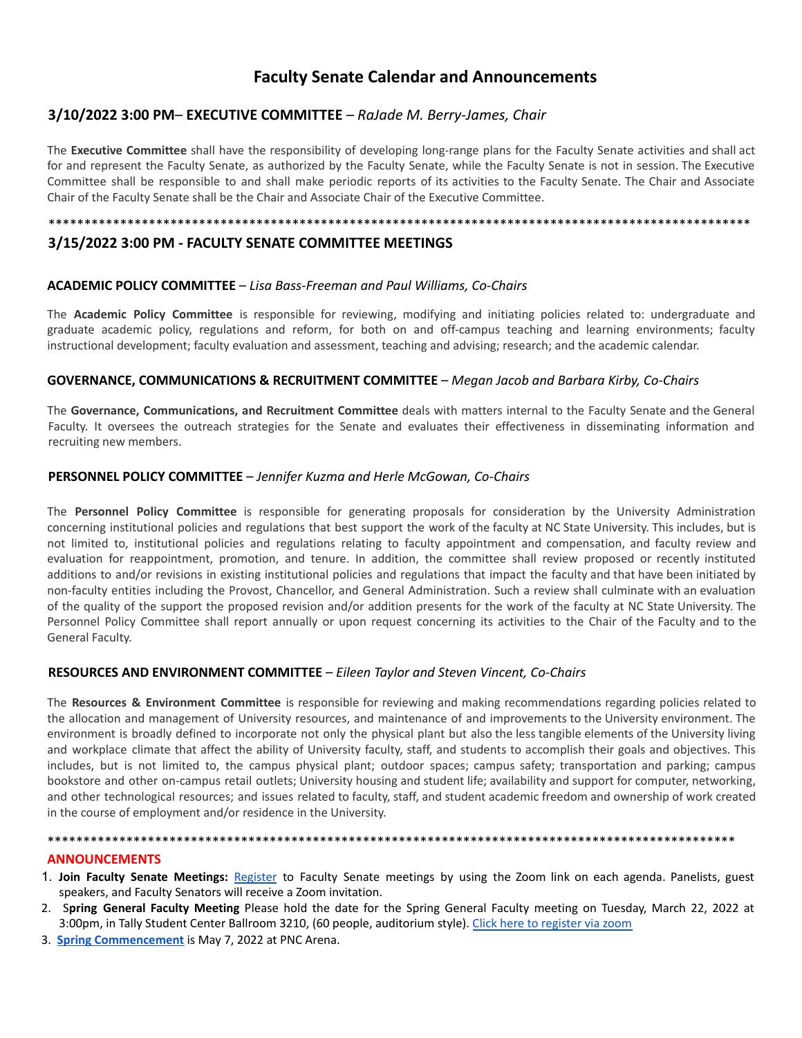# Faculty Senate Calendar and Announcements

## 3/10/2022 3:00 PM– EXECUTIVE COMMITTEE – *RaJade M. Berry-James, Chair*

The **Executive Committee** shall have the responsibility of developing long-range plans for the Faculty Senate activities and shall act for and represent the Faculty Senate, as authorized by the Faculty Senate, while the Faculty Senate is not in session. The Executive Committee shall be responsible to and shall make periodic reports of its activities to the Faculty Senate. The Chair and Associate Chair of the Faculty Senate shall be the Chair and Associate Chair of the Executive Committee.

****************************************************************************************************

## 3/15/2022 3:00 PM - FACULTY SENATE COMMITTEE MEETINGS

### ACADEMIC POLICY COMMITTEE – *Lisa Bass-Freeman and Paul Williams, Co-Chairs*

The **Academic Policy Committee** is responsible for reviewing, modifying and initiating policies related to: undergraduate and graduate academic policy, regulations and reform, for both on and off-campus teaching and learning environments; faculty instructional development; faculty evaluation and assessment, teaching and advising; research; and the academic calendar.

### GOVERNANCE, COMMUNICATIONS & RECRUITMENT COMMITTEE – *Megan Jacob and Barbara Kirby, Co-Chairs*

The **Governance, Communications, and Recruitment Committee** deals with matters internal to the Faculty Senate and the General Faculty. It oversees the outreach strategies for the Senate and evaluates their effectiveness in disseminating information and recruiting new members.

### PERSONNEL POLICY COMMITTEE – *Jennifer Kuzma and Herle McGowan, Co-Chairs*

The **Personnel Policy Committee** is responsible for generating proposals for consideration by the University Administration concerning institutional policies and regulations that best support the work of the faculty at NC State University. This includes, but is not limited to, institutional policies and regulations relating to faculty appointment and compensation, and faculty review and evaluation for reappointment, promotion, and tenure. In addition, the committee shall review proposed or recently instituted additions to and/or revisions in existing institutional policies and regulations that impact the faculty and that have been initiated by non-faculty entities including the Provost, Chancellor, and General Administration. Such a review shall culminate with an evaluation of the quality of the support the proposed revision and/or addition presents for the work of the faculty at NC State University. The Personnel Policy Committee shall report annually or upon request concerning its activities to the Chair of the Faculty and to the General Faculty.

### RESOURCES AND ENVIRONMENT COMMITTEE – *Eileen Taylor and Steven Vincent, Co-Chairs*

The **Resources & Environment Committee** is responsible for reviewing and making recommendations regarding policies related to the allocation and management of University resources, and maintenance of and improvements to the University environment. The environment is broadly defined to incorporate not only the physical plant but also the less tangible elements of the University living and workplace climate that affect the ability of University faculty, staff, and students to accomplish their goals and objectives. This includes, but is not limited to, the campus physical plant; outdoor spaces; campus safety; transportation and parking; campus bookstore and other on-campus retail outlets; University housing and student life; availability and support for computer, networking, and other technological resources; and issues related to faculty, staff, and student academic freedom and ownership of work created in the course of employment and/or residence in the University.

****************************************************************************************************

## ANNOUNCEMENTS

1. **Join Faculty Senate Meetings:** Register to Faculty Senate meetings by using the Zoom link on each agenda. Panelists, guest speakers, and Faculty Senators will receive a Zoom invitation.
2. **Spring General Faculty Meeting** Please hold the date for the Spring General Faculty meeting on Tuesday, March 22, 2022 at 3:00pm, in Tally Student Center Ballroom 3210, (60 people, auditorium style). Click here to register via zoom
3. **Spring Commencement** is May 7, 2022 at PNC Arena.